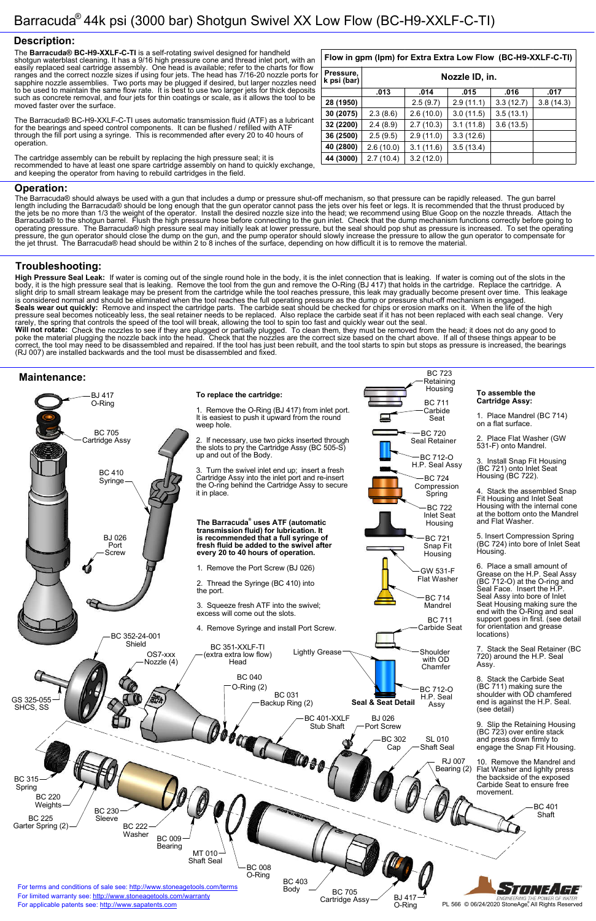# Barracuda® 44k psi (3000 bar) Shotgun Swivel XX Low Flow (BC-H9-XXLF-C-TI)

## Description:

The **Barracuda® BC-H9-XXLF-C-TI** is a self-rotating swivel designed for handheld shotgun waterblast cleaning. It has a 9/16 high pressure cone and thread inlet port, with an easily replaced seal cartridge assembly. One head is available; refer to the charts for flow ranges and the correct nozzle sizes if using four jets. The head has 7/16-20 nozzle ports for sapphire nozzle assemblies. Two ports may be plugged if desired, but larger nozzles need to be used to maintain the same flow rate. It is best to use two larger jets for thick deposits such as concrete removal, and four jets for thin coatings or scale, as it allows the tool to be moved faster over the surface.

The Barracuda® BC-H9-XXLF-C-TI uses automatic transmission fluid (ATF) as a lubricant for the bearings and speed control components. It can be flushed / refilled with ATF through the fill port using a syringe. This is recommended after every 20 to 40 hours of operation.

The cartridge assembly can be rebuilt by replacing the high pressure seal; it is recommended to have at least one spare cartridge assembly on hand to quickly exchange, and keeping the operator from having to rebuild cartridges in the field.

**Flow in gpm (lpm) for Extra Extra Low Flow (BC-H9-XXLF-C-TI)**

| Pressure, k psi (bar) | Nozzle ID, in. | | | | |
|---|---|---|---|---|---|
| | .013 | .014 | .015 | .016 | .017 |
| 28 (1950) | | 2.5 (9.7) | 2.9 (11.1) | 3.3 (12.7) | 3.8 (14.3) |
| 30 (2075) | 2.3 (8.6) | 2.6 (10.0) | 3.0 (11.5) | 3.5 (13.1) | |
| 32 (2200) | 2.4 (8.9) | 2.7 (10.3) | 3.1 (11.8) | 3.6 (13.5) | |
| 36 (2500) | 2.5 (9.5) | 2.9 (11.0) | 3.3 (12.6) | | |
| 40 (2800) | 2.6 (10.0) | 3.1 (11.6) | 3.5 (13.4) | | |
| 44 (3000) | 2.7 (10.4) | 3.2 (12.0) | | | |

## Operation:

The Barracuda® should always be used with a gun that includes a dump or pressure shut-off mechanism, so that pressure can be rapidly released. The gun barrel length including the Barracuda® should be long enough that the gun operator cannot pass the jets over his feet or legs. It is recommended that the thrust produced by the jets be no more than 1/3 the weight of the operator. Install the desired nozzle size into the head; we recommend using Blue Goop on the nozzle threads. Attach the Barracuda® to the shotgun barrel. Flush the high pressure hose before connecting to the gun inlet. Check that the dump mechanism functions correctly before going to operating pressure. The Barracuda® high pressure seal may initially leak at lower pressure, but the seal should pop shut as pressure is increased. To set the operating pressure, the gun operator should close the dump on the gun, and the pump operator should slowly increase the pressure to allow the gun operator to compensate for the jet thrust. The Barracuda® head should be within 2 to 8 inches of the surface, depending on how difficult it is to remove the material.

## Troubleshooting:

**High Pressure Seal Leak:** If water is coming out of the single round hole in the body, it is the inlet connection that is leaking. If water is coming out of the slots in the body, it is the high pressure seal that is leaking. Remove the tool from the gun and remove the O-Ring (BJ 417) that holds in the cartridge. Replace the cartridge. A slight drip to small stream leakage may be present from the cartridge while the tool reaches pressure, this leak may gradually become present over time. This leakage is considered normal and should be eliminated when the tool reaches the full operating pressure as the dump or pressure shut-off mechanism is engaged.
**Seals wear out quickly:** Remove and inspect the cartridge parts. The carbide seat should be checked for chips or erosion marks on it. When the life of the high pressure seal becomes noticeably less, the seal retainer needs to be replaced. Also replace the carbide seat if it has not been replaced with each seal change. Very rarely, the spring that controls the speed of the tool will break, allowing the tool to spin too fast and quickly wear out the seal.
**Will not rotate:** Check the nozzles to see if they are plugged or partially plugged. To clean them, they must be removed from the head; it does not do any good to poke the material plugging the nozzle back into the head. Check that the nozzles are the correct size based on the chart above. If all of thsese things appear to be correct, the tool may need to be disassembled and repaired. If the tool has just been rebuilt, and the tool starts to spin but stops as pressure is increased, the bearings (RJ 007) are installed backwards and the tool must be disassembled and fixed.

## Maintenance:

BJ 417 O-Ring; BC 705 Cartridge Assy; BC 410 Syringe; BJ 026 Port Screw

**To replace the cartridge:**

1. Remove the O-Ring (BJ 417) from inlet port. It is easiest to push it upward from the round weep hole.
2. If necessary, use two picks inserted through the slots to pry the Cartridge Assy (BC 505-S) up and out of the Body.
3. Turn the swivel inlet end up; insert a fresh Cartridge Assy into the inlet port and re-insert the O-ring behind the Cartridge Assy to secure it in place.

**The Barracuda® uses ATF (automatic transmission fluid) for lubrication. It is recommended that a full syringe of fresh fluid be added to the swivel after every 20 to 40 hours of operation.**

1. Remove the Port Screw (BJ 026)
2. Thread the Syringe (BC 410) into the port.
3. Squeeze fresh ATF into the swivel; excess will come out the slots.
4. Remove Syringe and install Port Screw.

BC 723 Retaining Housing; BC 711 Carbide Seat; BC 720 Seal Retainer; BC 712-O H.P. Seal Assy; BC 724 Compression Spring; BC 722 Inlet Seat Housing; BC 721 Snap Fit Housing; GW 531-F Flat Washer; BC 714 Mandrel; BC 711 Carbide Seat; Lightly Grease; Shoulder with OD Chamfer; BC 712-O H.P. Seal Assy; **Seal & Seat Detail**

**To assemble the Cartridge Assy:**

1. Place Mandrel (BC 714) on a flat surface.
2. Place Flat Washer (GW 531-F) onto Mandrel.
3. Install Snap Fit Housing (BC 721) onto Inlet Seat Housing (BC 722).
4. Stack the assembled Snap Fit Housing and Inlet Seat Housing with the internal cone at the bottom onto the Mandrel and Flat Washer.
5. Insert Compression Spring (BC 724) into bore of Inlet Seat Housing.
6. Place a small amount of Grease on the H.P. Seal Assy (BC 712-O) at the O-ring and Seal Face. Insert the H.P. Seal Assy into bore of Inlet Seat Housing making sure the end with the O-Ring and seal support goes in first. (see detail for orientation and grease locations)
7. Stack the Seal Retainer (BC 720) around the H.P. Seal Assy.
8. Stack the Carbide Seat (BC 711) making sure the shoulder with OD chamfered end is against the H.P. Seal. (see detail)
9. Slip the Retaining Housing (BC 723) over entire stack and press down firmly to engage the Snap Fit Housing.
10. Remove the Mandrel and Flat Washer and lighlty press the backside of the exposed Carbide Seat to ensure free movement.

BC 352-24-001 Shield; OS7-xxx Nozzle (4); BC 351-XXLF-TI (extra low flow) Head; GS 325-055 SHCS, SS; BC 040 O-Ring (2); BC 031 Backup Ring (2); BC 401-XXLF Stub Shaft; BJ 026 Port Screw; BC 302 Cap; SL 010 Shaft Seal; RJ 007 Bearing (2); BC 401 Shaft; BC 315 Spring; BC 220 Weights; BC 225 Garter Spring (2); BC 230 Sleeve; BC 222 Washer; BC 009 Bearing; MT 010 Shaft Seal; BC 008 O-Ring; BC 403 Body; BC 705 Cartridge Assy; BJ 417 O-Ring

For terms and conditions of sale see: http://www.stoneagetools.com/terms
For limited warranty see: http://www.stoneagetools.com/warranty
For applicable patents see: http://www.sapatents.com

PL 566 © 06/24/2020 StoneAge, All Rights Reserved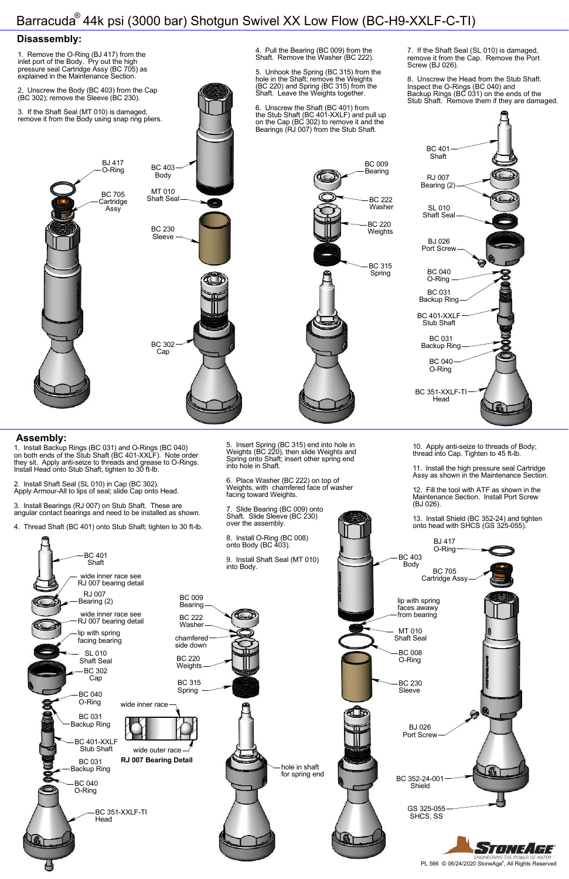# Barracuda® 44k psi (3000 bar) Shotgun Swivel XX Low Flow (BC-H9-XXLF-C-TI)

## Disassembly:

1. Remove the O-Ring (BJ 417) from the inlet port of the Body. Pry out the high pressure seal Cartridge Assy (BC 705) as explained in the Maintenance Section.

2. Unscrew the Body (BC 403) from the Cap (BC 302); remove the Sleeve (BC 230).

3. If the Shaft Seal (MT 010) is damaged, remove it from the Body using snap ring pliers.

4. Pull the Bearing (BC 009) from the Shaft. Remove the Washer (BC 222).

5. Unhook the Spring (BC 315) from the hole in the Shaft; remove the Weights (BC 220) and Spring (BC 315) from the Shaft. Leave the Weights together.

6. Unscrew the Shaft (BC 401) from the Stub Shaft (BC 401-XXLF) and pull up on the Cap (BC 302) to remove it and the Bearings (RJ 007) from the Stub Shaft.

7. If the Shaft Seal (SL 010) is damaged, remove it from the Cap. Remove the Port Screw (BJ 026).

8. Unscrew the Head from the Stub Shaft. Inspect the O-Rings (BC 040) and Backup Rings (BC 031) on the ends of the Stub Shaft. Remove them if they are damaged.

BJ 417 O-Ring
BC 705 Cartridge Assy
BC 403 Body
MT 010 Shaft Seal
BC 230 Sleeve
BC 302 Cap
BC 009 Bearing
BC 222 Washer
BC 220 Weights
BC 315 Spring
BC 401 Shaft
RJ 007 Bearing (2)
SL 010 Shaft Seal
BJ 026 Port Screw
BC 040 O-Ring
BC 031 Backup Ring
BC 401-XXLF Stub Shaft
BC 031 Backup Ring
BC 040 O-Ring
BC 351-XXLF-TI Head

## Assembly:

1. Install Backup Rings (BC 031) and O-Rings (BC 040) on both ends of the Stub Shaft (BC 401-XXLF). Note order they sit. Apply anti-seize to threads and grease to O-Rings. Install Head onto Stub Shaft, tighten to 30 ft-lb.

2. Install Shaft Seal (SL 010) in Cap (BC 302). Apply Armour-All to lips of seal; slide Cap onto Head.

3. Install Bearings (RJ 007) on Stub Shaft. These are angular contact bearings and need to be installed as shown.

4. Thread Shaft (BC 401) onto Stub Shaft; tighten to 30 ft-lb.

5. Insert Spring (BC 315) end into hole in Weights (BC 220), then slide Weights and Spring onto Shaft; insert other spring end into hole in Shaft.

6. Place Washer (BC 222) on top of Weights, with chamfered face of washer facing toward Weights.

7. Slide Bearing (BC 009) onto Shaft. Slide Sleeve (BC 230) over the assembly.

8. Install O-Ring (BC 008) onto Body (BC 403).

9. Install Shaft Seal (MT 010) into Body.

10. Apply anti-seize to threads of Body; thread into Cap. Tighten to 45 ft-lb.

11. Install the high pressure seal Cartridge Assy as shown in the Maintenance Section.

12. Fill the tool with ATF as shown in the Maintenance Section. Install Port Screw (BJ 026).

13. Install Shield (BC 352-24) and tighten onto head with SHCS (GS 325-055).

BC 401 Shaft
wide inner race see RJ 007 bearing detail
RJ 007 Bearing (2)
wide inner race see RJ 007 bearing detail
lip with spring facing bearing
SL 010 Shaft Seal
BC 302 Cap
BC 040 O-Ring
BC 031 Backup Ring
BC 401-XXLF Stub Shaft
BC 031 Backup Ring
BC 040 O-Ring
BC 351-XXLF-TI Head
BC 009 Bearing
BC 222 Washer
chamfered side down
BC 220 Weights
BC 315 Spring
wide inner race
wide outer race
**RJ 007 Bearing Detail**
hole in shaft for spring end
BC 403 Body
BJ 417 O-Ring
BC 705 Cartridge Assy
lip with spring faces away from bearing
MT 010 Shaft Seal
BC 008 O-Ring
BC 230 Sleeve
BJ 026 Port Screw
BC 352-24-001 Shield
GS 325-055 SHCS, SS

STONEAGE ENGINEERING THE POWER OF WATER
PL 566 © 06/24/2020 StoneAge®, All Rights Reserved